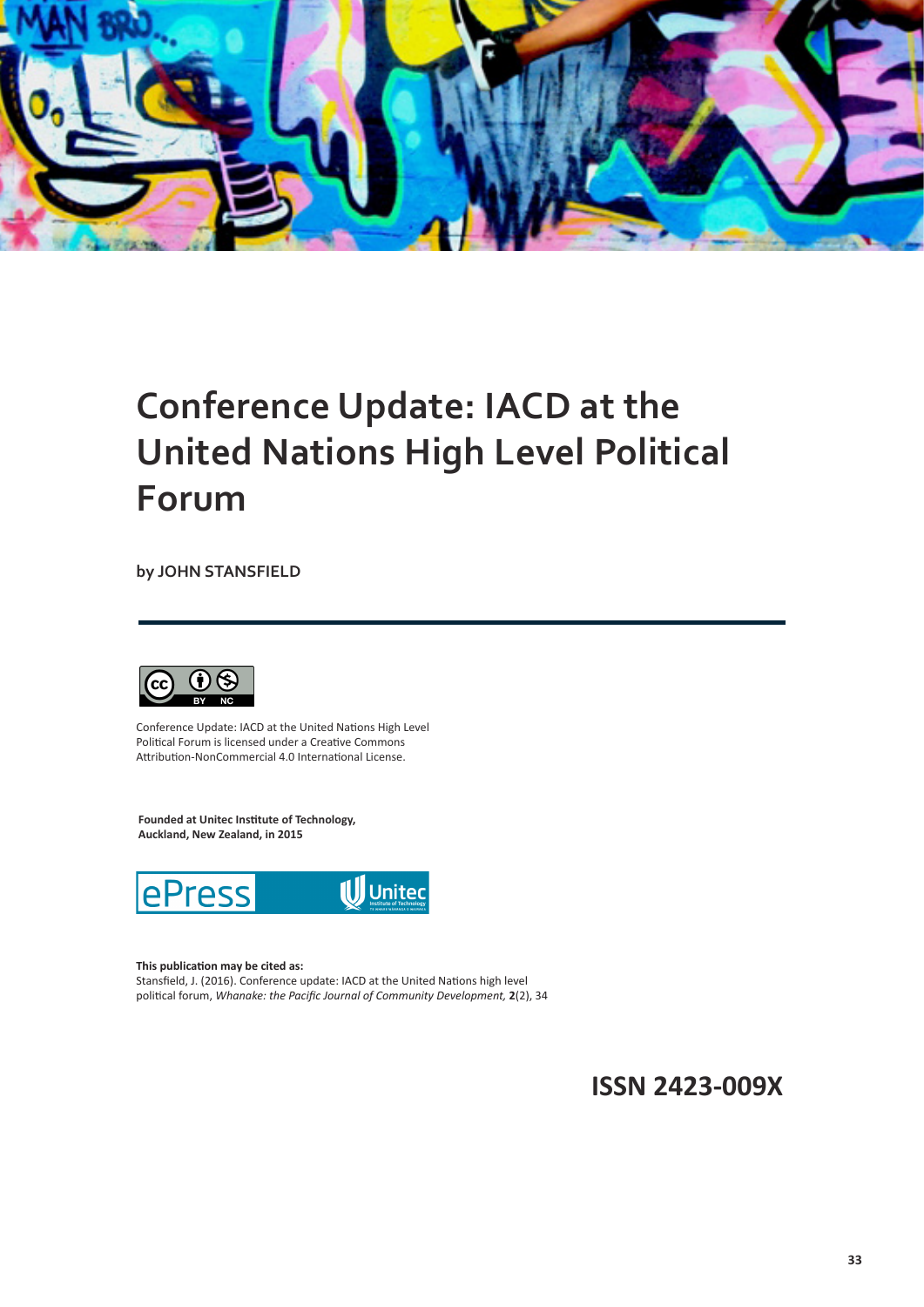# Conference Update: IACD at the United Nations High Level Political Forum

by JOHN STANSFIELD

Conference Update: IACD at the United Nations High Level Political Forum is licensed under a Creative Commons Attribution-NonCommercial 4.0 International License.

**Founded at Unitec Institute of Technology, Auckland, New Zealand, in 2015**

**This publication may be cited as:**
Stansfield, J. (2016). Conference update: IACD at the United Nations high level political forum, *Whanake: the Pacific Journal of Community Development,* **2**(2), 34

**ISSN 2423-009X**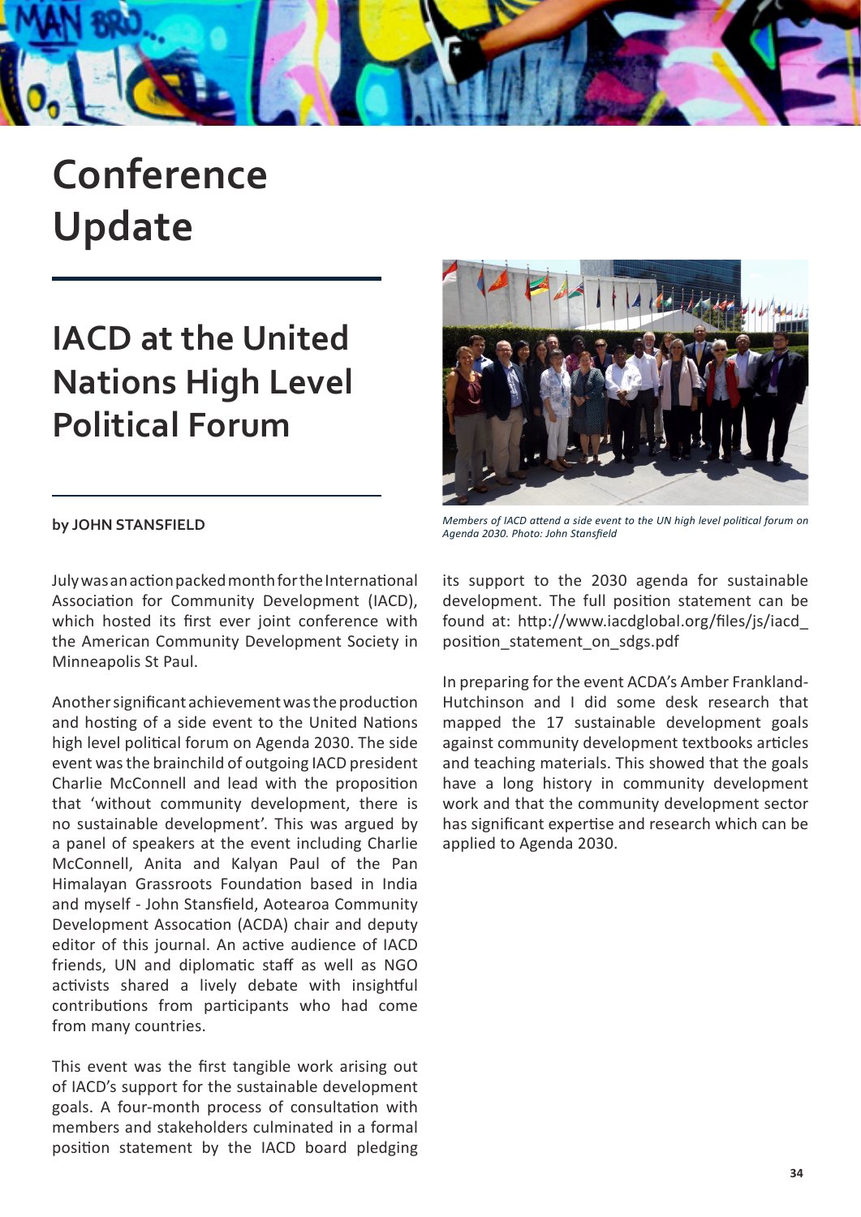# Conference Update

## IACD at the United Nations High Level Political Forum

**by JOHN STANSFIELD**

*Members of IACD attend a side event to the UN high level political forum on Agenda 2030. Photo: John Stansfield*

July was an action packed month for the International Association for Community Development (IACD), which hosted its first ever joint conference with the American Community Development Society in Minneapolis St Paul.

Another significant achievement was the production and hosting of a side event to the United Nations high level political forum on Agenda 2030. The side event was the brainchild of outgoing IACD president Charlie McConnell and lead with the proposition that 'without community development, there is no sustainable development'. This was argued by a panel of speakers at the event including Charlie McConnell, Anita and Kalyan Paul of the Pan Himalayan Grassroots Foundation based in India and myself - John Stansfield, Aotearoa Community Development Assocation (ACDA) chair and deputy editor of this journal. An active audience of IACD friends, UN and diplomatic staff as well as NGO activists shared a lively debate with insightful contributions from participants who had come from many countries.

This event was the first tangible work arising out of IACD's support for the sustainable development goals. A four-month process of consultation with members and stakeholders culminated in a formal position statement by the IACD board pledging its support to the 2030 agenda for sustainable development. The full position statement can be found at: http://www.iacdglobal.org/files/js/iacd_position_statement_on_sdgs.pdf

In preparing for the event ACDA's Amber Frankland-Hutchinson and I did some desk research that mapped the 17 sustainable development goals against community development textbooks articles and teaching materials. This showed that the goals have a long history in community development work and that the community development sector has significant expertise and research which can be applied to Agenda 2030.